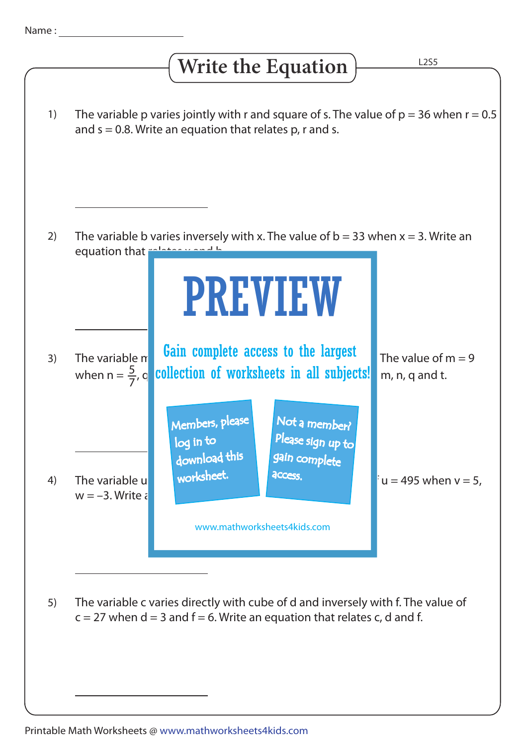Name : ____________________

# Write the Equation

L2S5

1) The variable p varies jointly with r and square of s. The value of $p = 36$ when $r = 0.5$ and $s = 0.8$. Write an equation that relates p, r and s.

____________________

2) The variable b varies inversely with x. The value of $b = 33$ when $x = 3$. Write an equation that relates x and b.

____________________

3) The variable m ... The value of $m = 9$ when $n = \frac{5}{7}$, q ... m, n, q and t.

____________________

4) The variable u ... u = 495 when $v = 5$, $w = -3$. Write a ...

PREVIEW

Gain complete access to the largest collection of worksheets in all subjects!

Members, please log in to download this worksheet.

Not a member? Please sign up to gain complete access.

www.mathworksheets4kids.com

____________________

5) The variable c varies directly with cube of d and inversely with f. The value of $c = 27$ when $d = 3$ and $f = 6$. Write an equation that relates c, d and f.

____________________

Printable Math Worksheets @ www.mathworksheets4kids.com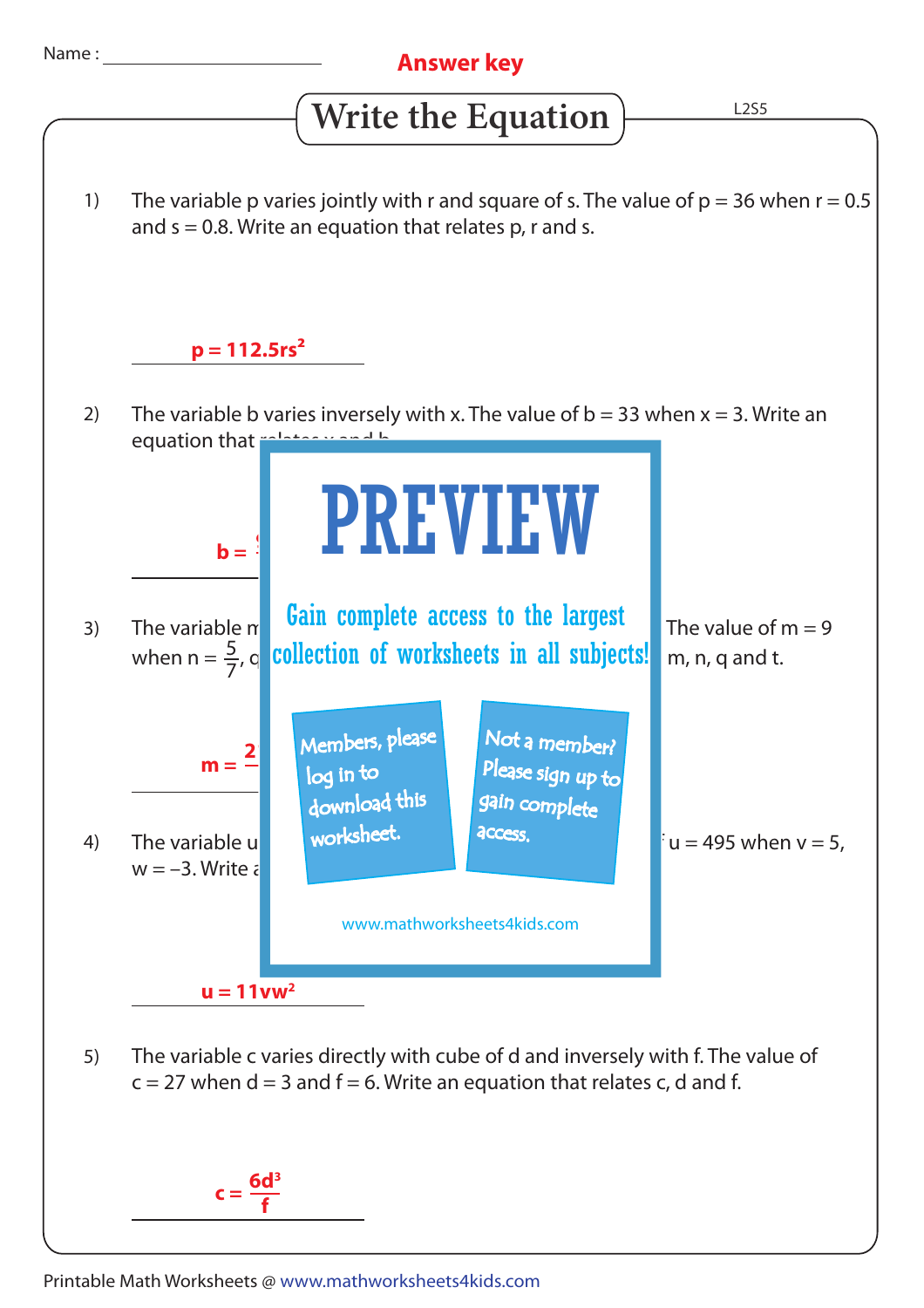Name : ______________________

**Answer key**

# Write the Equation

L2S5

1) The variable p varies jointly with r and square of s. The value of p = 36 when r = 0.5 and s = 0.8. Write an equation that relates p, r and s.

$p = 112.5rs^2$

2) The variable b varies inversely with x. The value of b = 33 when x = 3. Write an equation that relates x and b.

b =

3) The variable m ... The value of m = 9 when $n = \frac{5}{7}$, q ... m, n, q and t.

m = 2

**PREVIEW**

Gain complete access to the largest collection of worksheets in all subjects!

Members, please log in to download this worksheet.

Not a member? Please sign up to gain complete access.

www.mathworksheets4kids.com

4) The variable u ... u = 495 when v = 5, w = –3. Write a...

$u = 11vw^2$

5) The variable c varies directly with cube of d and inversely with f. The value of c = 27 when d = 3 and f = 6. Write an equation that relates c, d and f.

$c = \frac{6d^3}{f}$

Printable Math Worksheets @ www.mathworksheets4kids.com